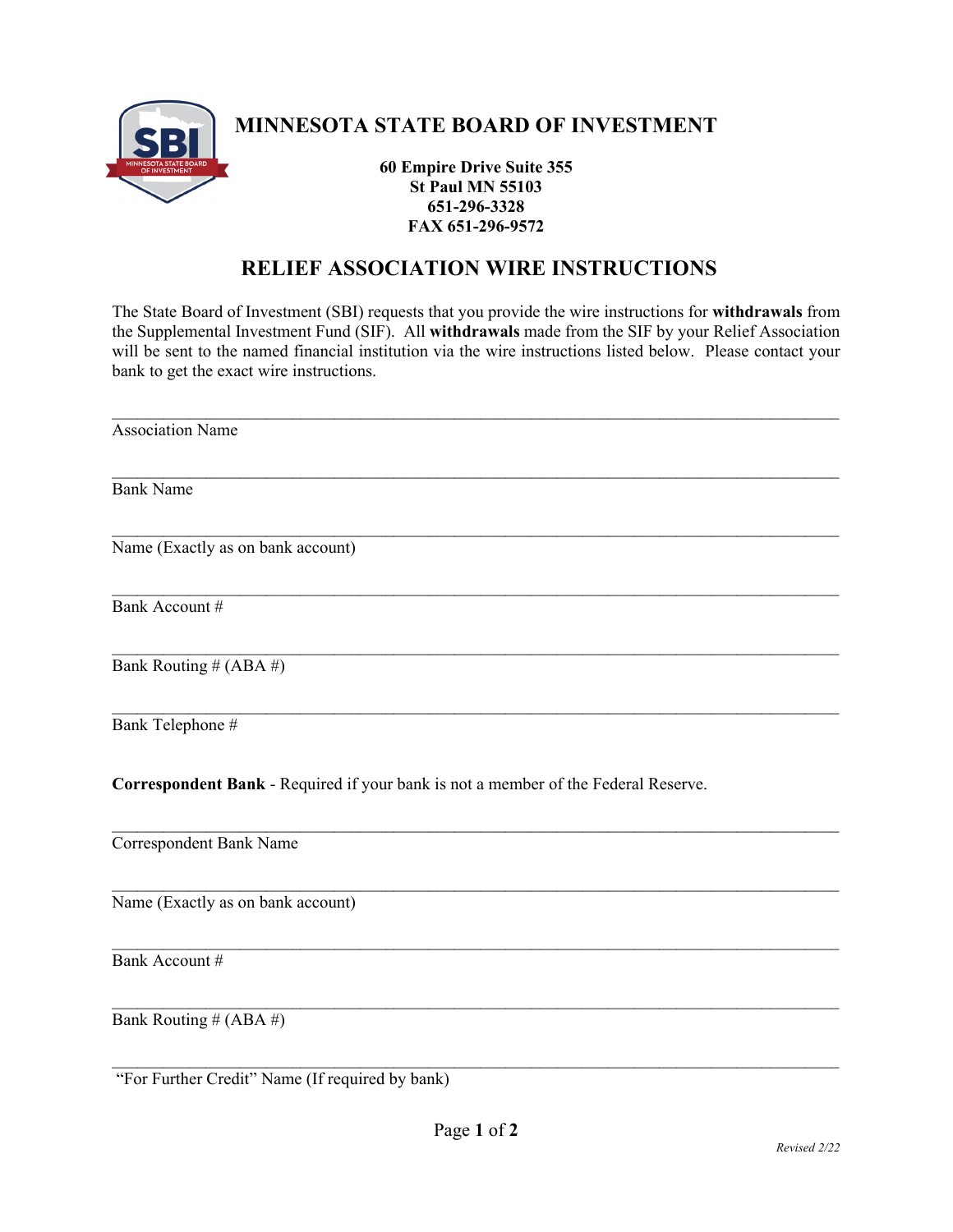# MINNESOTA STATE BOARD OF INVESTMENT

**60 Empire Drive Suite 355**
**St Paul MN 55103**
**651-296-3328**
**FAX 651-296-9572**

## RELIEF ASSOCIATION WIRE INSTRUCTIONS

The State Board of Investment (SBI) requests that you provide the wire instructions for **withdrawals** from the Supplemental Investment Fund (SIF). All **withdrawals** made from the SIF by your Relief Association will be sent to the named financial institution via the wire instructions listed below. Please contact your bank to get the exact wire instructions.

\_\_\_\_\_\_\_\_\_\_\_\_\_\_\_\_\_\_\_\_\_\_\_\_\_\_\_\_\_\_\_\_\_\_\_\_\_\_\_\_\_\_\_\_\_\_\_\_
Association Name

\_\_\_\_\_\_\_\_\_\_\_\_\_\_\_\_\_\_\_\_\_\_\_\_\_\_\_\_\_\_\_\_\_\_\_\_\_\_\_\_\_\_\_\_\_\_\_\_
Bank Name

\_\_\_\_\_\_\_\_\_\_\_\_\_\_\_\_\_\_\_\_\_\_\_\_\_\_\_\_\_\_\_\_\_\_\_\_\_\_\_\_\_\_\_\_\_\_\_\_
Name (Exactly as on bank account)

\_\_\_\_\_\_\_\_\_\_\_\_\_\_\_\_\_\_\_\_\_\_\_\_\_\_\_\_\_\_\_\_\_\_\_\_\_\_\_\_\_\_\_\_\_\_\_\_
Bank Account #

\_\_\_\_\_\_\_\_\_\_\_\_\_\_\_\_\_\_\_\_\_\_\_\_\_\_\_\_\_\_\_\_\_\_\_\_\_\_\_\_\_\_\_\_\_\_\_\_
Bank Routing # (ABA #)

\_\_\_\_\_\_\_\_\_\_\_\_\_\_\_\_\_\_\_\_\_\_\_\_\_\_\_\_\_\_\_\_\_\_\_\_\_\_\_\_\_\_\_\_\_\_\_\_
Bank Telephone #

**Correspondent Bank** - Required if your bank is not a member of the Federal Reserve.

\_\_\_\_\_\_\_\_\_\_\_\_\_\_\_\_\_\_\_\_\_\_\_\_\_\_\_\_\_\_\_\_\_\_\_\_\_\_\_\_\_\_\_\_\_\_\_\_
Correspondent Bank Name

\_\_\_\_\_\_\_\_\_\_\_\_\_\_\_\_\_\_\_\_\_\_\_\_\_\_\_\_\_\_\_\_\_\_\_\_\_\_\_\_\_\_\_\_\_\_\_\_
Name (Exactly as on bank account)

\_\_\_\_\_\_\_\_\_\_\_\_\_\_\_\_\_\_\_\_\_\_\_\_\_\_\_\_\_\_\_\_\_\_\_\_\_\_\_\_\_\_\_\_\_\_\_\_
Bank Account #

\_\_\_\_\_\_\_\_\_\_\_\_\_\_\_\_\_\_\_\_\_\_\_\_\_\_\_\_\_\_\_\_\_\_\_\_\_\_\_\_\_\_\_\_\_\_\_\_
Bank Routing # (ABA #)

\_\_\_\_\_\_\_\_\_\_\_\_\_\_\_\_\_\_\_\_\_\_\_\_\_\_\_\_\_\_\_\_\_\_\_\_\_\_\_\_\_\_\_\_\_\_\_\_
"For Further Credit" Name (If required by bank)

*Revised 2/22*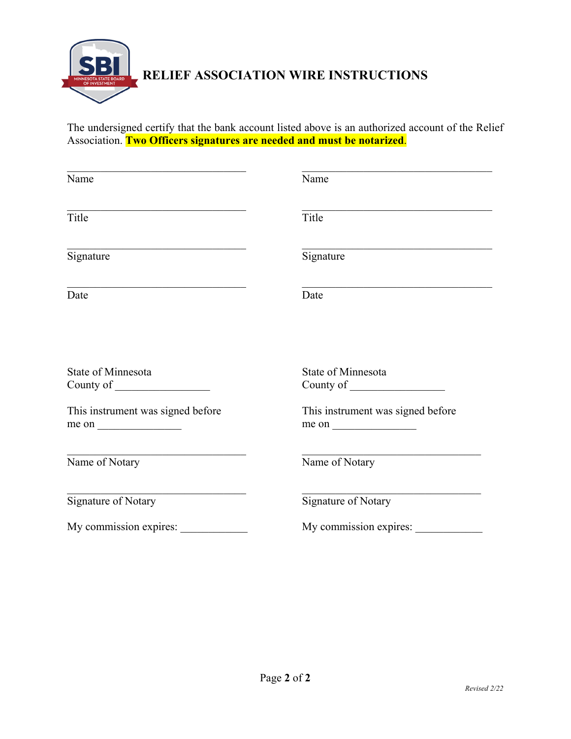# RELIEF ASSOCIATION WIRE INSTRUCTIONS

The undersigned certify that the bank account listed above is an authorized account of the Relief Association. **Two Officers signatures are needed and must be notarized**.

_______________________________
Name

_______________________________
Title

_______________________________
Signature

_______________________________
Date

_______________________________
Name

_______________________________
Title

_______________________________
Signature

_______________________________
Date

State of Minnesota
County of _________________

This instrument was signed before me on _______________

_______________________________
Name of Notary

_______________________________
Signature of Notary

My commission expires: ____________

State of Minnesota
County of _________________

This instrument was signed before me on _______________

_______________________________
Name of Notary

_______________________________
Signature of Notary

My commission expires: ____________

*Revised 2/22*